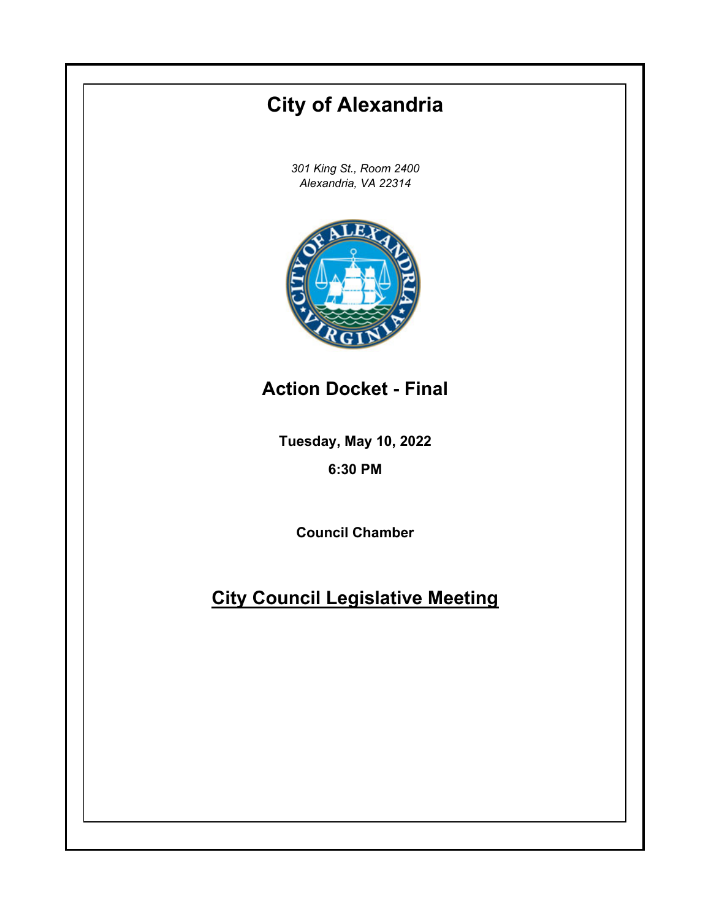# City of Alexandria

*301 King St., Room 2400*
*Alexandria, VA 22314*

## Action Docket - Final

**Tuesday, May 10, 2022**

**6:30 PM**

**Council Chamber**

## City Council Legislative Meeting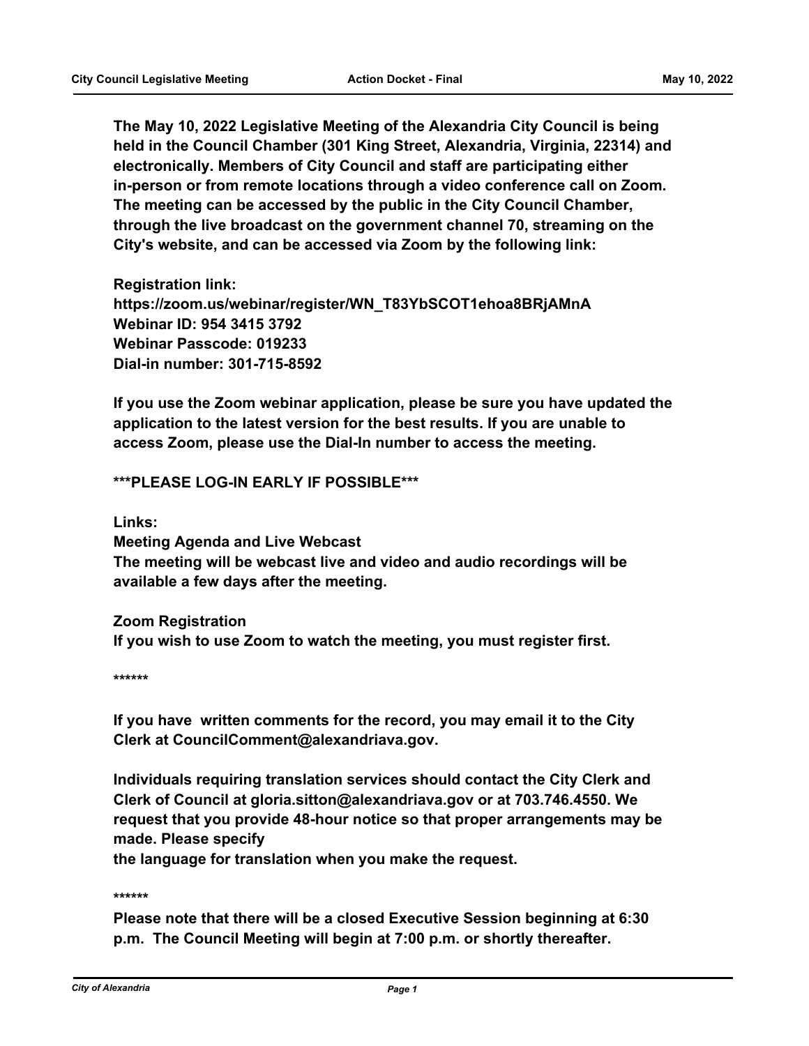**The May 10, 2022 Legislative Meeting of the Alexandria City Council is being held in the Council Chamber (301 King Street, Alexandria, Virginia, 22314) and electronically. Members of City Council and staff are participating either in-person or from remote locations through a video conference call on Zoom. The meeting can be accessed by the public in the City Council Chamber, through the live broadcast on the government channel 70, streaming on the City's website, and can be accessed via Zoom by the following link:**

**Registration link:**
**https://zoom.us/webinar/register/WN_T83YbSCOT1ehoa8BRjAMnA**
**Webinar ID: 954 3415 3792**
**Webinar Passcode: 019233**
**Dial-in number: 301-715-8592**

**If you use the Zoom webinar application, please be sure you have updated the application to the latest version for the best results. If you are unable to access Zoom, please use the Dial-In number to access the meeting.**

**\*\*\*PLEASE LOG-IN EARLY IF POSSIBLE\*\*\***

**Links:**
**Meeting Agenda and Live Webcast**
**The meeting will be webcast live and video and audio recordings will be available a few days after the meeting.**

**Zoom Registration**
**If you wish to use Zoom to watch the meeting, you must register first.**

**\*\*\*\*\*\***

**If you have written comments for the record, you may email it to the City Clerk at CouncilComment@alexandriava.gov.**

**Individuals requiring translation services should contact the City Clerk and Clerk of Council at gloria.sitton@alexandriava.gov or at 703.746.4550. We request that you provide 48-hour notice so that proper arrangements may be made. Please specify**
**the language for translation when you make the request.**

**\*\*\*\*\*\***

**Please note that there will be a closed Executive Session beginning at 6:30 p.m. The Council Meeting will begin at 7:00 p.m. or shortly thereafter.**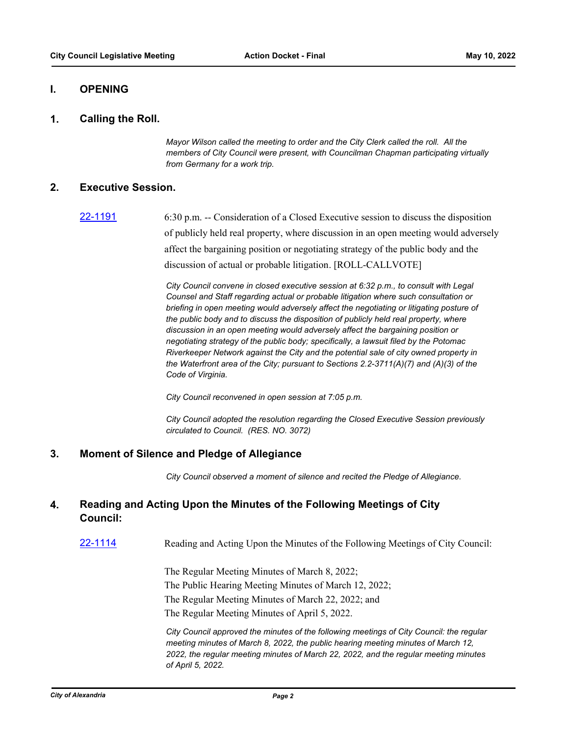## I. OPENING

### 1. Calling the Roll.

*Mayor Wilson called the meeting to order and the City Clerk called the roll. All the members of City Council were present, with Councilman Chapman participating virtually from Germany for a work trip.*

### 2. Executive Session.

[22-1191](22-1191) 6:30 p.m. -- Consideration of a Closed Executive session to discuss the disposition of publicly held real property, where discussion in an open meeting would adversely affect the bargaining position or negotiating strategy of the public body and the discussion of actual or probable litigation. [ROLL-CALLVOTE]

*City Council convene in closed executive session at 6:32 p.m., to consult with Legal Counsel and Staff regarding actual or probable litigation where such consultation or briefing in open meeting would adversely affect the negotiating or litigating posture of the public body and to discuss the disposition of publicly held real property, where discussion in an open meeting would adversely affect the bargaining position or negotiating strategy of the public body; specifically, a lawsuit filed by the Potomac Riverkeeper Network against the City and the potential sale of city owned property in the Waterfront area of the City; pursuant to Sections 2.2-3711(A)(7) and (A)(3) of the Code of Virginia.*

*City Council reconvened in open session at 7:05 p.m.*

*City Council adopted the resolution regarding the Closed Executive Session previously circulated to Council. (RES. NO. 3072)*

### 3. Moment of Silence and Pledge of Allegiance

*City Council observed a moment of silence and recited the Pledge of Allegiance.*

### 4. Reading and Acting Upon the Minutes of the Following Meetings of City Council:

[22-1114](22-1114) Reading and Acting Upon the Minutes of the Following Meetings of City Council:

The Regular Meeting Minutes of March 8, 2022;
The Public Hearing Meeting Minutes of March 12, 2022;
The Regular Meeting Minutes of March 22, 2022; and
The Regular Meeting Minutes of April 5, 2022.

*City Council approved the minutes of the following meetings of City Council: the regular meeting minutes of March 8, 2022, the public hearing meeting minutes of March 12, 2022, the regular meeting minutes of March 22, 2022, and the regular meeting minutes of April 5, 2022.*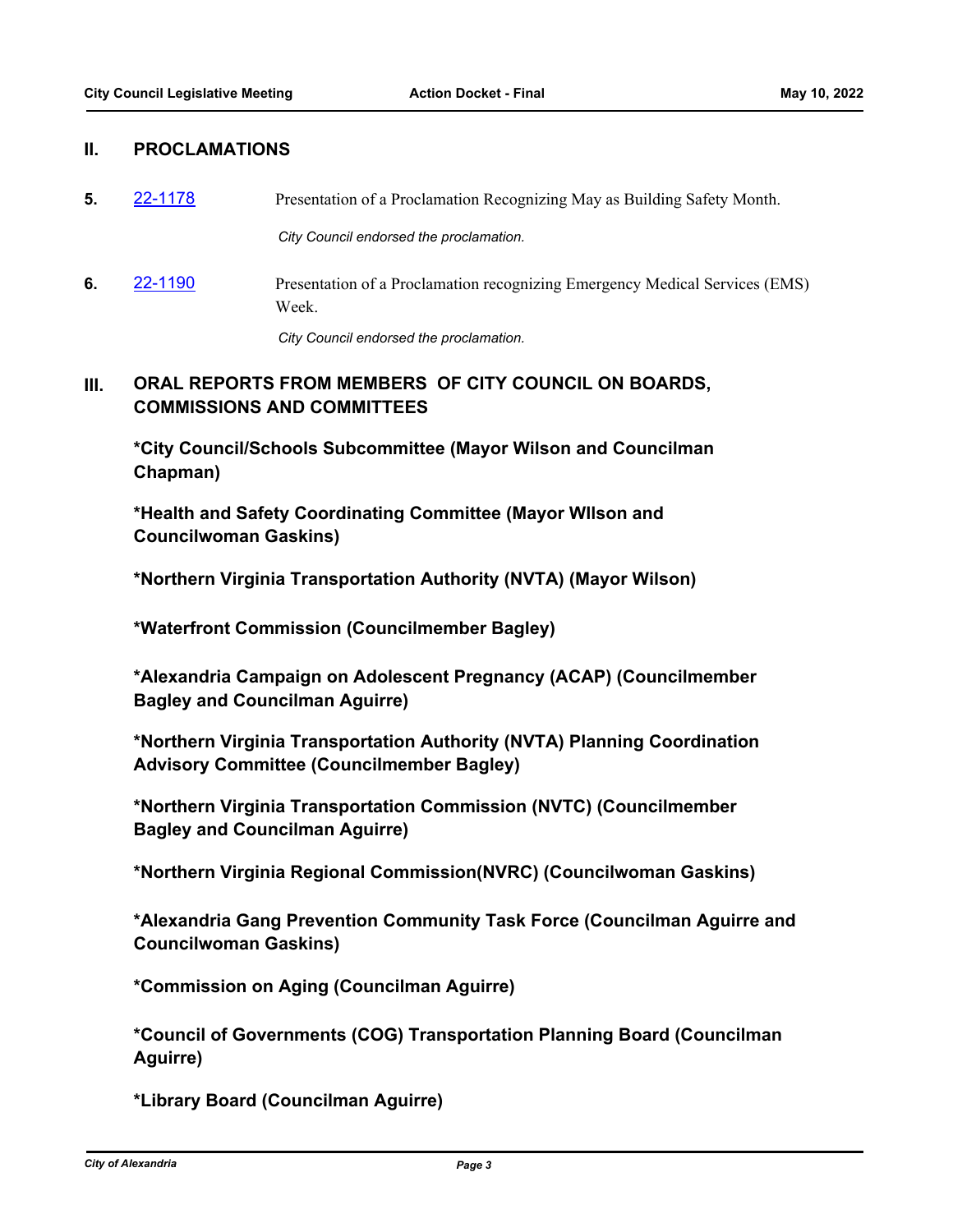## II. PROCLAMATIONS

**5.** 22-1178 Presentation of a Proclamation Recognizing May as Building Safety Month.

*City Council endorsed the proclamation.*

**6.** 22-1190 Presentation of a Proclamation recognizing Emergency Medical Services (EMS) Week.

*City Council endorsed the proclamation.*

## III. ORAL REPORTS FROM MEMBERS OF CITY COUNCIL ON BOARDS, COMMISSIONS AND COMMITTEES

**\*City Council/Schools Subcommittee (Mayor Wilson and Councilman Chapman)**

**\*Health and Safety Coordinating Committee (Mayor WIlson and Councilwoman Gaskins)**

**\*Northern Virginia Transportation Authority (NVTA) (Mayor Wilson)**

**\*Waterfront Commission (Councilmember Bagley)**

**\*Alexandria Campaign on Adolescent Pregnancy (ACAP) (Councilmember Bagley and Councilman Aguirre)**

**\*Northern Virginia Transportation Authority (NVTA) Planning Coordination Advisory Committee (Councilmember Bagley)**

**\*Northern Virginia Transportation Commission (NVTC) (Councilmember Bagley and Councilman Aguirre)**

**\*Northern Virginia Regional Commission(NVRC) (Councilwoman Gaskins)**

**\*Alexandria Gang Prevention Community Task Force (Councilman Aguirre and Councilwoman Gaskins)**

**\*Commission on Aging (Councilman Aguirre)**

**\*Council of Governments (COG) Transportation Planning Board (Councilman Aguirre)**

**\*Library Board (Councilman Aguirre)**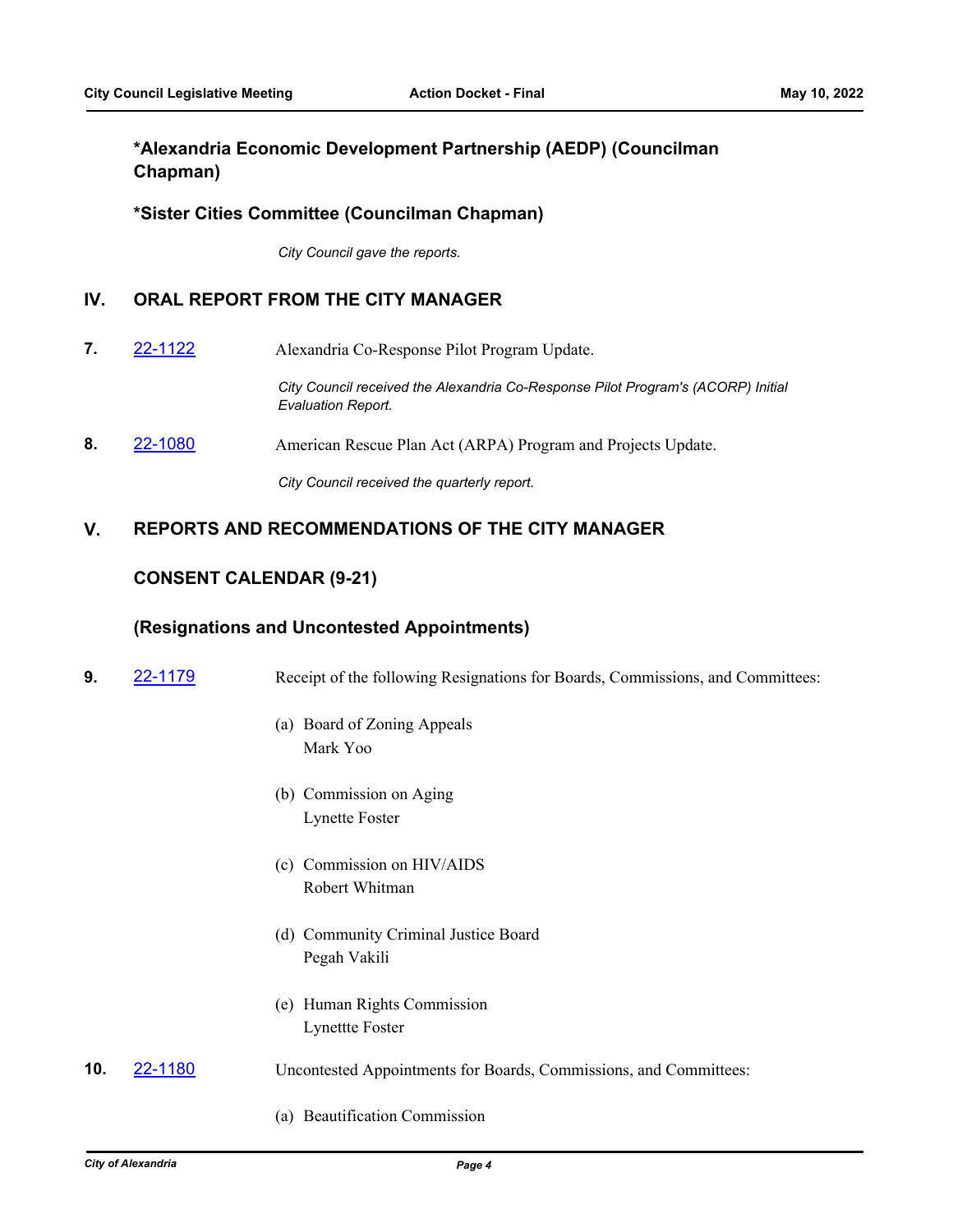**\*Alexandria Economic Development Partnership (AEDP) (Councilman Chapman)**

**\*Sister Cities Committee (Councilman Chapman)**

*City Council gave the reports.*

## IV. ORAL REPORT FROM THE CITY MANAGER

**7.** [22-1122](22-1122) Alexandria Co-Response Pilot Program Update.

*City Council received the Alexandria Co-Response Pilot Program's (ACORP) Initial Evaluation Report.*

**8.** [22-1080](22-1080) American Rescue Plan Act (ARPA) Program and Projects Update.

*City Council received the quarterly report.*

## V. REPORTS AND RECOMMENDATIONS OF THE CITY MANAGER

### CONSENT CALENDAR (9-21)

### (Resignations and Uncontested Appointments)

**9.** [22-1179](22-1179) Receipt of the following Resignations for Boards, Commissions, and Committees:

(a) Board of Zoning Appeals
Mark Yoo

(b) Commission on Aging
Lynette Foster

(c) Commission on HIV/AIDS
Robert Whitman

(d) Community Criminal Justice Board
Pegah Vakili

(e) Human Rights Commission
Lynettte Foster

**10.** [22-1180](22-1180) Uncontested Appointments for Boards, Commissions, and Committees:

(a) Beautification Commission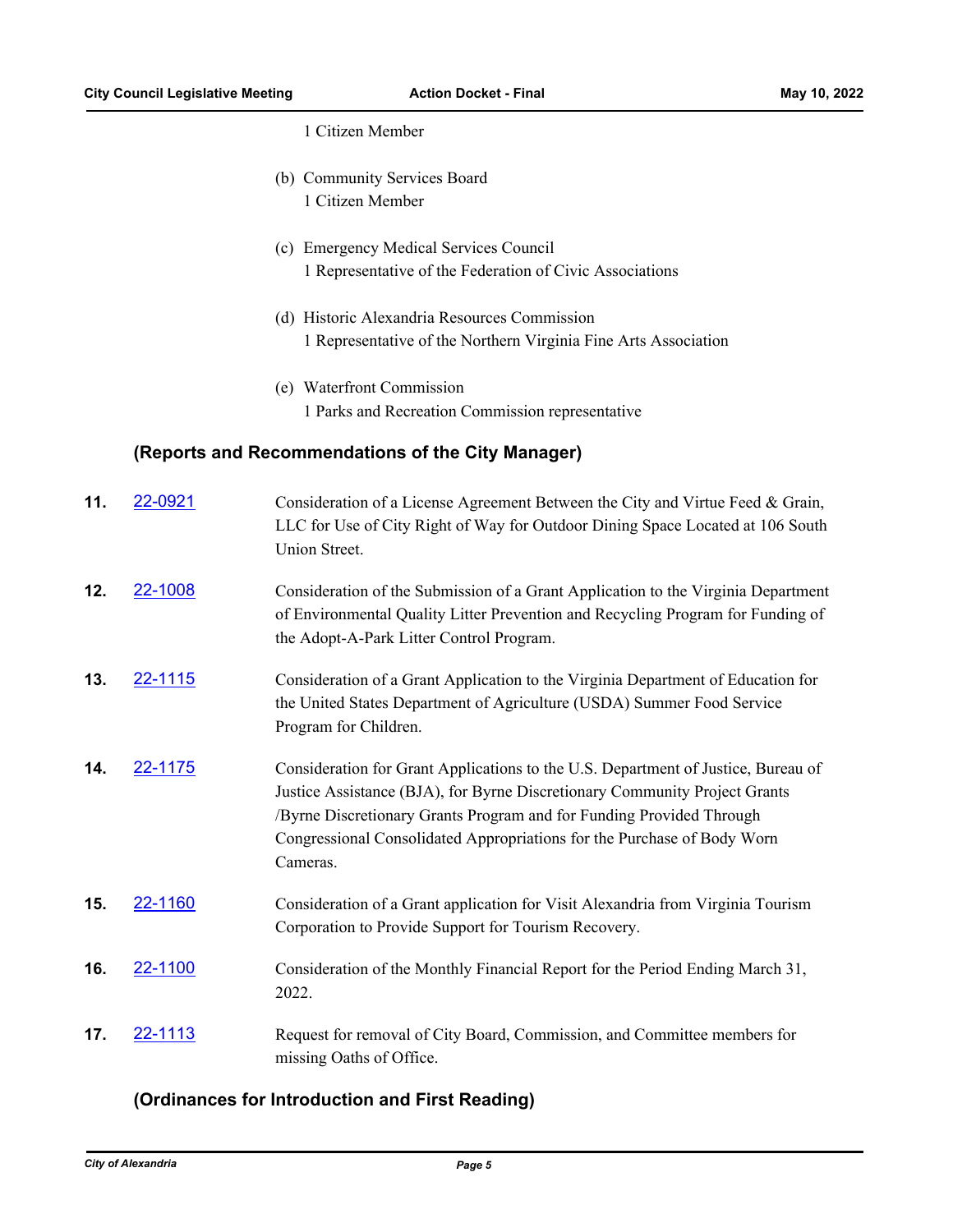1 Citizen Member

(b) Community Services Board
1 Citizen Member

(c) Emergency Medical Services Council
1 Representative of the Federation of Civic Associations

(d) Historic Alexandria Resources Commission
1 Representative of the Northern Virginia Fine Arts Association

(e) Waterfront Commission
1 Parks and Recreation Commission representative

## (Reports and Recommendations of the City Manager)

**11.** 22-0921 Consideration of a License Agreement Between the City and Virtue Feed & Grain, LLC for Use of City Right of Way for Outdoor Dining Space Located at 106 South Union Street.

**12.** 22-1008 Consideration of the Submission of a Grant Application to the Virginia Department of Environmental Quality Litter Prevention and Recycling Program for Funding of the Adopt-A-Park Litter Control Program.

**13.** 22-1115 Consideration of a Grant Application to the Virginia Department of Education for the United States Department of Agriculture (USDA) Summer Food Service Program for Children.

**14.** 22-1175 Consideration for Grant Applications to the U.S. Department of Justice, Bureau of Justice Assistance (BJA), for Byrne Discretionary Community Project Grants /Byrne Discretionary Grants Program and for Funding Provided Through Congressional Consolidated Appropriations for the Purchase of Body Worn Cameras.

**15.** 22-1160 Consideration of a Grant application for Visit Alexandria from Virginia Tourism Corporation to Provide Support for Tourism Recovery.

**16.** 22-1100 Consideration of the Monthly Financial Report for the Period Ending March 31, 2022.

**17.** 22-1113 Request for removal of City Board, Commission, and Committee members for missing Oaths of Office.

## (Ordinances for Introduction and First Reading)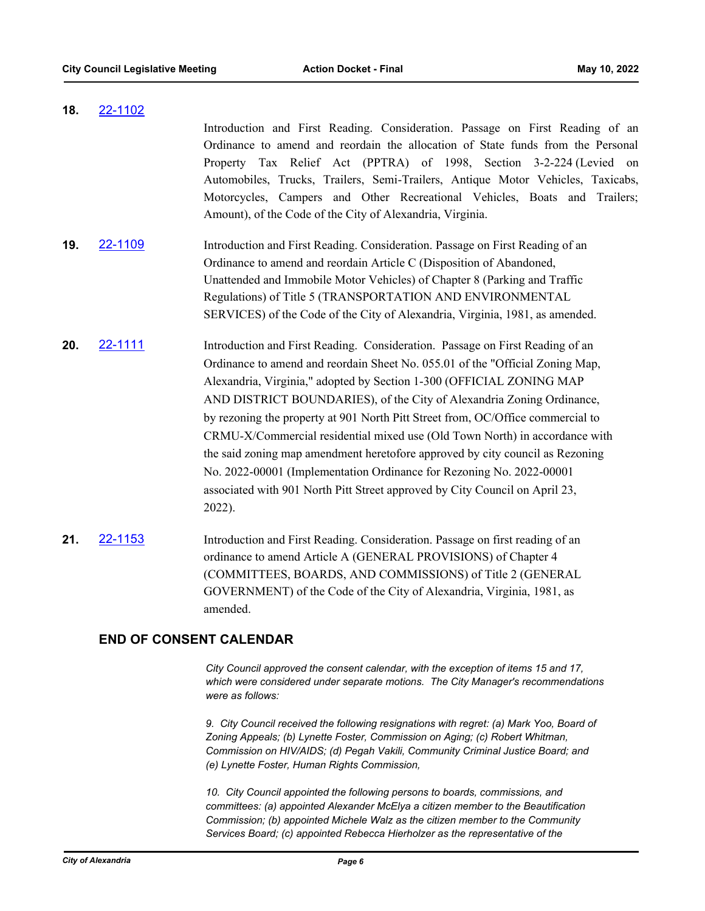**18.** [22-1102](22-1102)

Introduction and First Reading. Consideration. Passage on First Reading of an Ordinance to amend and reordain the allocation of State funds from the Personal Property Tax Relief Act (PPTRA) of 1998, Section 3-2-224 (Levied on Automobiles, Trucks, Trailers, Semi-Trailers, Antique Motor Vehicles, Taxicabs, Motorcycles, Campers and Other Recreational Vehicles, Boats and Trailers; Amount), of the Code of the City of Alexandria, Virginia.

**19.** [22-1109](22-1109)

Introduction and First Reading. Consideration. Passage on First Reading of an Ordinance to amend and reordain Article C (Disposition of Abandoned, Unattended and Immobile Motor Vehicles) of Chapter 8 (Parking and Traffic Regulations) of Title 5 (TRANSPORTATION AND ENVIRONMENTAL SERVICES) of the Code of the City of Alexandria, Virginia, 1981, as amended.

**20.** [22-1111](22-1111)

Introduction and First Reading. Consideration. Passage on First Reading of an Ordinance to amend and reordain Sheet No. 055.01 of the "Official Zoning Map, Alexandria, Virginia," adopted by Section 1-300 (OFFICIAL ZONING MAP AND DISTRICT BOUNDARIES), of the City of Alexandria Zoning Ordinance, by rezoning the property at 901 North Pitt Street from, OC/Office commercial to CRMU-X/Commercial residential mixed use (Old Town North) in accordance with the said zoning map amendment heretofore approved by city council as Rezoning No. 2022-00001 (Implementation Ordinance for Rezoning No. 2022-00001 associated with 901 North Pitt Street approved by City Council on April 23, 2022).

**21.** [22-1153](22-1153)

Introduction and First Reading. Consideration. Passage on first reading of an ordinance to amend Article A (GENERAL PROVISIONS) of Chapter 4 (COMMITTEES, BOARDS, AND COMMISSIONS) of Title 2 (GENERAL GOVERNMENT) of the Code of the City of Alexandria, Virginia, 1981, as amended.

## END OF CONSENT CALENDAR

*City Council approved the consent calendar, with the exception of items 15 and 17, which were considered under separate motions. The City Manager's recommendations were as follows:*

*9. City Council received the following resignations with regret: (a) Mark Yoo, Board of Zoning Appeals; (b) Lynette Foster, Commission on Aging; (c) Robert Whitman, Commission on HIV/AIDS; (d) Pegah Vakili, Community Criminal Justice Board; and (e) Lynette Foster, Human Rights Commission,*

*10. City Council appointed the following persons to boards, commissions, and committees: (a) appointed Alexander McElya a citizen member to the Beautification Commission; (b) appointed Michele Walz as the citizen member to the Community Services Board; (c) appointed Rebecca Hierholzer as the representative of the*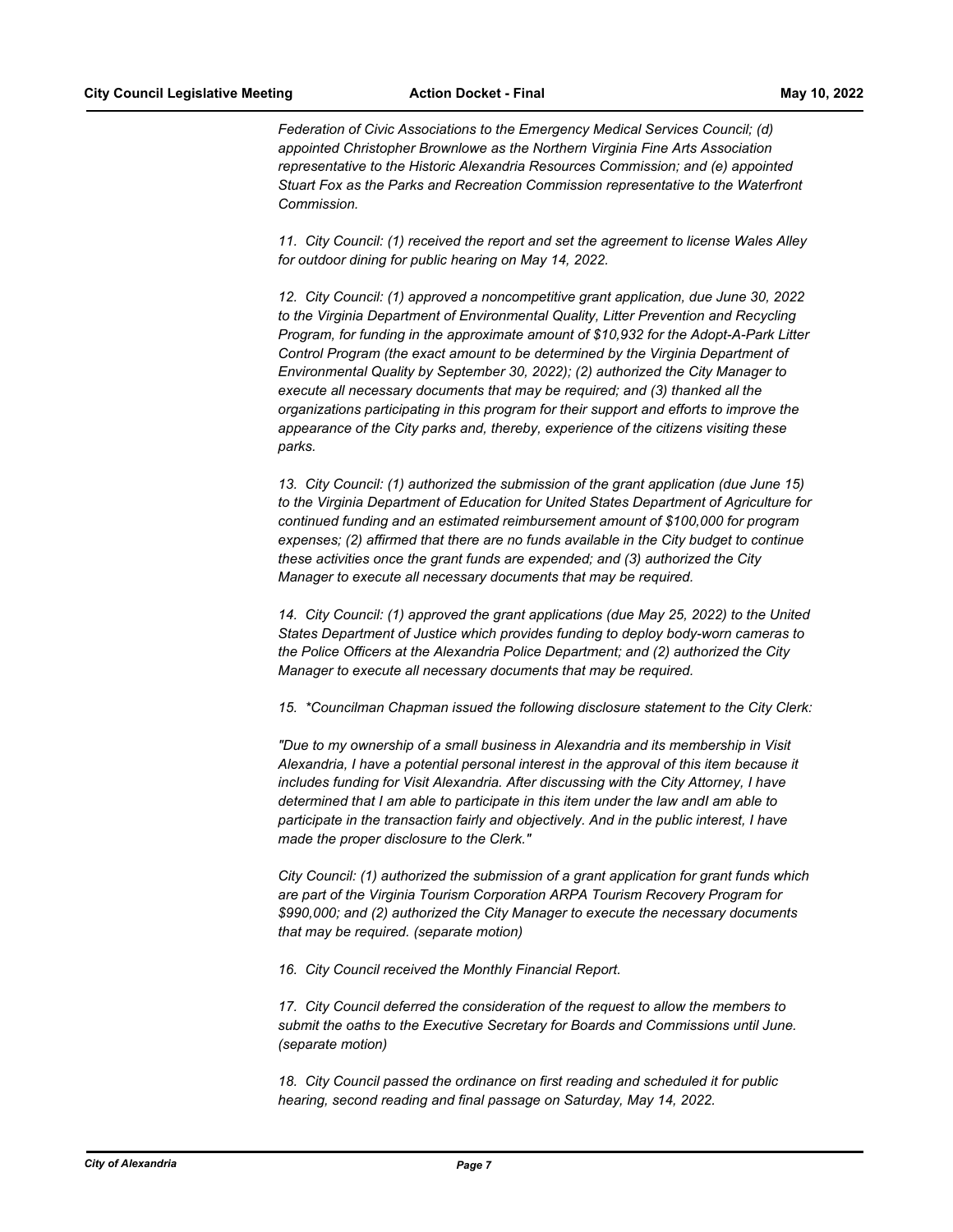*Federation of Civic Associations to the Emergency Medical Services Council; (d) appointed Christopher Brownlowe as the Northern Virginia Fine Arts Association representative to the Historic Alexandria Resources Commission; and (e) appointed Stuart Fox as the Parks and Recreation Commission representative to the Waterfront Commission.*

*11. City Council: (1) received the report and set the agreement to license Wales Alley for outdoor dining for public hearing on May 14, 2022.*

*12. City Council: (1) approved a noncompetitive grant application, due June 30, 2022 to the Virginia Department of Environmental Quality, Litter Prevention and Recycling Program, for funding in the approximate amount of $10,932 for the Adopt-A-Park Litter Control Program (the exact amount to be determined by the Virginia Department of Environmental Quality by September 30, 2022); (2) authorized the City Manager to execute all necessary documents that may be required; and (3) thanked all the organizations participating in this program for their support and efforts to improve the appearance of the City parks and, thereby, experience of the citizens visiting these parks.*

*13. City Council: (1) authorized the submission of the grant application (due June 15) to the Virginia Department of Education for United States Department of Agriculture for continued funding and an estimated reimbursement amount of $100,000 for program expenses; (2) affirmed that there are no funds available in the City budget to continue these activities once the grant funds are expended; and (3) authorized the City Manager to execute all necessary documents that may be required.*

*14. City Council: (1) approved the grant applications (due May 25, 2022) to the United States Department of Justice which provides funding to deploy body-worn cameras to the Police Officers at the Alexandria Police Department; and (2) authorized the City Manager to execute all necessary documents that may be required.*

*15. *Councilman Chapman issued the following disclosure statement to the City Clerk:*

*"Due to my ownership of a small business in Alexandria and its membership in Visit Alexandria, I have a potential personal interest in the approval of this item because it includes funding for Visit Alexandria. After discussing with the City Attorney, I have determined that I am able to participate in this item under the law andI am able to participate in the transaction fairly and objectively. And in the public interest, I have made the proper disclosure to the Clerk."*

*City Council: (1) authorized the submission of a grant application for grant funds which are part of the Virginia Tourism Corporation ARPA Tourism Recovery Program for $990,000; and (2) authorized the City Manager to execute the necessary documents that may be required. (separate motion)*

*16. City Council received the Monthly Financial Report.*

*17. City Council deferred the consideration of the request to allow the members to submit the oaths to the Executive Secretary for Boards and Commissions until June. (separate motion)*

*18. City Council passed the ordinance on first reading and scheduled it for public hearing, second reading and final passage on Saturday, May 14, 2022.*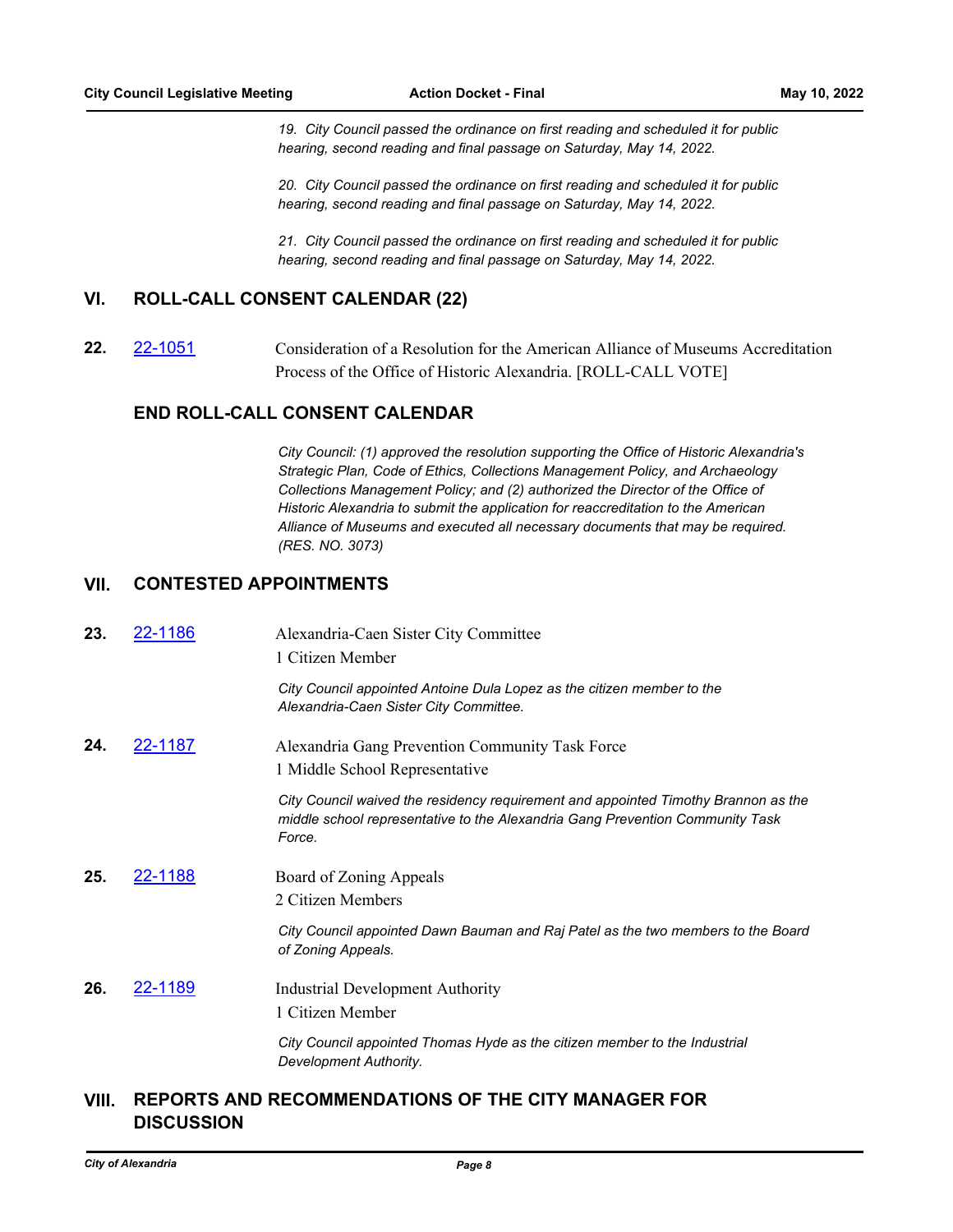*19. City Council passed the ordinance on first reading and scheduled it for public hearing, second reading and final passage on Saturday, May 14, 2022.*

*20. City Council passed the ordinance on first reading and scheduled it for public hearing, second reading and final passage on Saturday, May 14, 2022.*

*21. City Council passed the ordinance on first reading and scheduled it for public hearing, second reading and final passage on Saturday, May 14, 2022.*

## VI. ROLL-CALL CONSENT CALENDAR (22)

**22.** [22-1051](22-1051) Consideration of a Resolution for the American Alliance of Museums Accreditation Process of the Office of Historic Alexandria. [ROLL-CALL VOTE]

### END ROLL-CALL CONSENT CALENDAR

*City Council: (1) approved the resolution supporting the Office of Historic Alexandria's Strategic Plan, Code of Ethics, Collections Management Policy, and Archaeology Collections Management Policy; and (2) authorized the Director of the Office of Historic Alexandria to submit the application for reaccreditation to the American Alliance of Museums and executed all necessary documents that may be required. (RES. NO. 3073)*

## VII. CONTESTED APPOINTMENTS

**23.** [22-1186](22-1186) Alexandria-Caen Sister City Committee
1 Citizen Member

*City Council appointed Antoine Dula Lopez as the citizen member to the Alexandria-Caen Sister City Committee.*

**24.** [22-1187](22-1187) Alexandria Gang Prevention Community Task Force
1 Middle School Representative

*City Council waived the residency requirement and appointed Timothy Brannon as the middle school representative to the Alexandria Gang Prevention Community Task Force.*

**25.** [22-1188](22-1188) Board of Zoning Appeals
2 Citizen Members

*City Council appointed Dawn Bauman and Raj Patel as the two members to the Board of Zoning Appeals.*

**26.** [22-1189](22-1189) Industrial Development Authority
1 Citizen Member

*City Council appointed Thomas Hyde as the citizen member to the Industrial Development Authority.*

## VIII. REPORTS AND RECOMMENDATIONS OF THE CITY MANAGER FOR DISCUSSION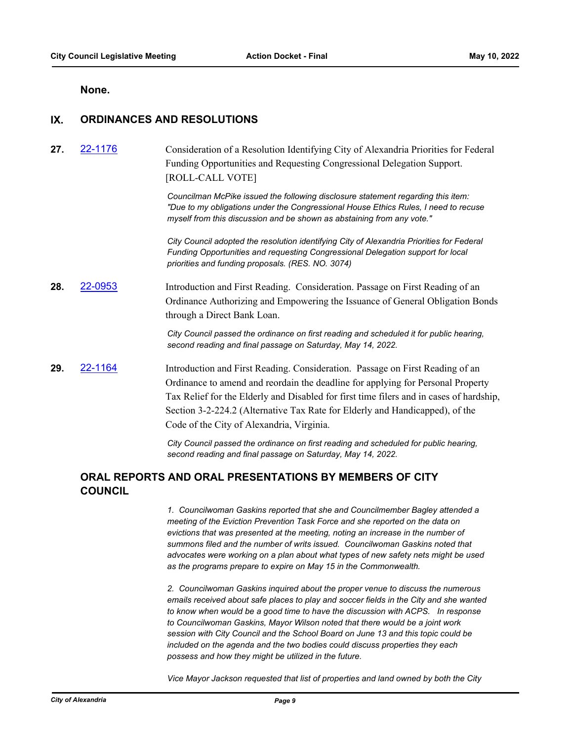**None.**

## IX. ORDINANCES AND RESOLUTIONS

**27.** [22-1176](22-1176) Consideration of a Resolution Identifying City of Alexandria Priorities for Federal Funding Opportunities and Requesting Congressional Delegation Support. [ROLL-CALL VOTE]

*Councilman McPike issued the following disclosure statement regarding this item: "Due to my obligations under the Congressional House Ethics Rules, I need to recuse myself from this discussion and be shown as abstaining from any vote."*

*City Council adopted the resolution identifying City of Alexandria Priorities for Federal Funding Opportunities and requesting Congressional Delegation support for local priorities and funding proposals. (RES. NO. 3074)*

**28.** [22-0953](22-0953) Introduction and First Reading. Consideration. Passage on First Reading of an Ordinance Authorizing and Empowering the Issuance of General Obligation Bonds through a Direct Bank Loan.

*City Council passed the ordinance on first reading and scheduled it for public hearing, second reading and final passage on Saturday, May 14, 2022.*

**29.** [22-1164](22-1164) Introduction and First Reading. Consideration. Passage on First Reading of an Ordinance to amend and reordain the deadline for applying for Personal Property Tax Relief for the Elderly and Disabled for first time filers and in cases of hardship, Section 3-2-224.2 (Alternative Tax Rate for Elderly and Handicapped), of the Code of the City of Alexandria, Virginia.

*City Council passed the ordinance on first reading and scheduled for public hearing, second reading and final passage on Saturday, May 14, 2022.*

## ORAL REPORTS AND ORAL PRESENTATIONS BY MEMBERS OF CITY COUNCIL

*1. Councilwoman Gaskins reported that she and Councilmember Bagley attended a meeting of the Eviction Prevention Task Force and she reported on the data on evictions that was presented at the meeting, noting an increase in the number of summons filed and the number of writs issued. Councilwoman Gaskins noted that advocates were working on a plan about what types of new safety nets might be used as the programs prepare to expire on May 15 in the Commonwealth.*

*2. Councilwoman Gaskins inquired about the proper venue to discuss the numerous emails received about safe places to play and soccer fields in the City and she wanted to know when would be a good time to have the discussion with ACPS. In response to Councilwoman Gaskins, Mayor Wilson noted that there would be a joint work session with City Council and the School Board on June 13 and this topic could be included on the agenda and the two bodies could discuss properties they each possess and how they might be utilized in the future.*

*Vice Mayor Jackson requested that list of properties and land owned by both the City*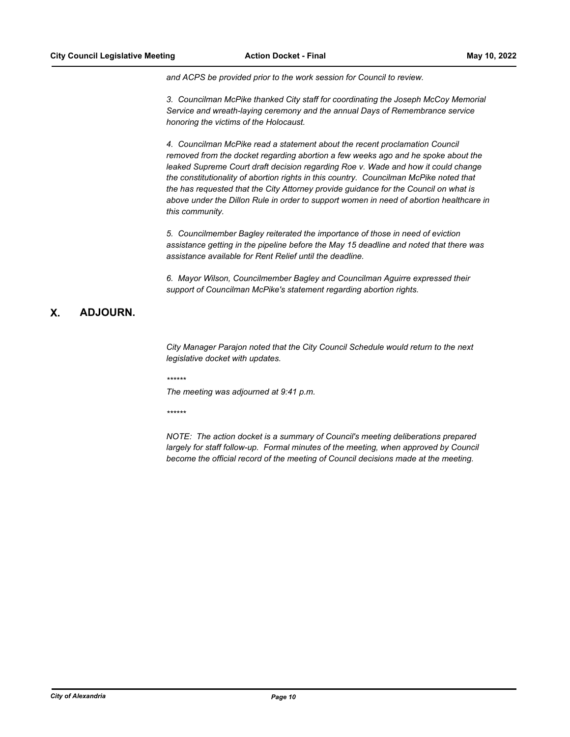*and ACPS be provided prior to the work session for Council to review.*

*3. Councilman McPike thanked City staff for coordinating the Joseph McCoy Memorial Service and wreath-laying ceremony and the annual Days of Remembrance service honoring the victims of the Holocaust.*

*4. Councilman McPike read a statement about the recent proclamation Council removed from the docket regarding abortion a few weeks ago and he spoke about the leaked Supreme Court draft decision regarding Roe v. Wade and how it could change the constitutionality of abortion rights in this country. Councilman McPike noted that the has requested that the City Attorney provide guidance for the Council on what is above under the Dillon Rule in order to support women in need of abortion healthcare in this community.*

*5. Councilmember Bagley reiterated the importance of those in need of eviction assistance getting in the pipeline before the May 15 deadline and noted that there was assistance available for Rent Relief until the deadline.*

*6. Mayor Wilson, Councilmember Bagley and Councilman Aguirre expressed their support of Councilman McPike's statement regarding abortion rights.*

## X. ADJOURN.

*City Manager Parajon noted that the City Council Schedule would return to the next legislative docket with updates.*

*\*\*\*\*\*\**

*The meeting was adjourned at 9:41 p.m.*

*\*\*\*\*\*\**

*NOTE: The action docket is a summary of Council's meeting deliberations prepared largely for staff follow-up. Formal minutes of the meeting, when approved by Council become the official record of the meeting of Council decisions made at the meeting.*